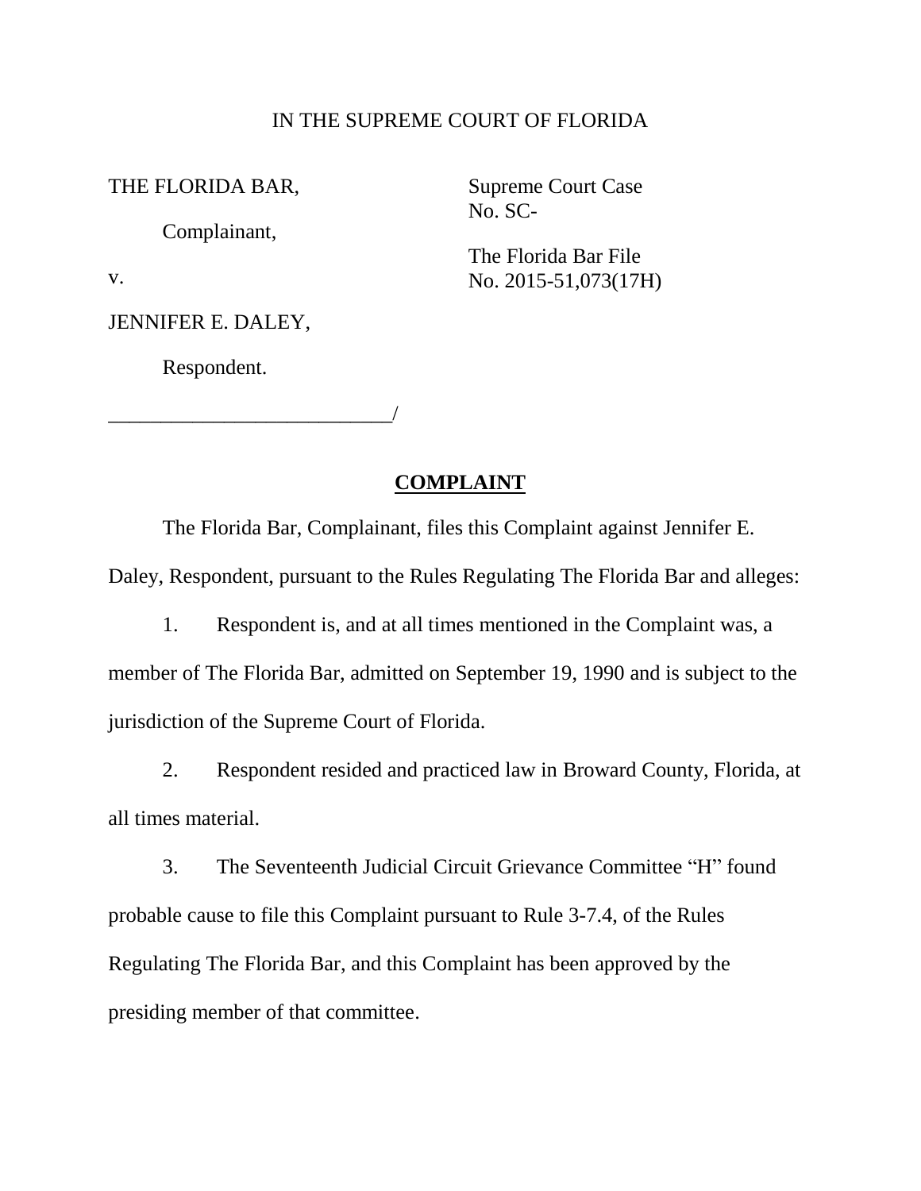IN THE SUPREME COURT OF FLORIDA

THE FLORIDA BAR,

Complainant,

v.

JENNIFER E. DALEY,

Respondent.

___________________________/

Supreme Court Case
No. SC-

The Florida Bar File
No. 2015-51,073(17H)

## COMPLAINT

The Florida Bar, Complainant, files this Complaint against Jennifer E. Daley, Respondent, pursuant to the Rules Regulating The Florida Bar and alleges:

1. Respondent is, and at all times mentioned in the Complaint was, a member of The Florida Bar, admitted on September 19, 1990 and is subject to the jurisdiction of the Supreme Court of Florida.

2. Respondent resided and practiced law in Broward County, Florida, at all times material.

3. The Seventeenth Judicial Circuit Grievance Committee "H" found probable cause to file this Complaint pursuant to Rule 3-7.4, of the Rules Regulating The Florida Bar, and this Complaint has been approved by the presiding member of that committee.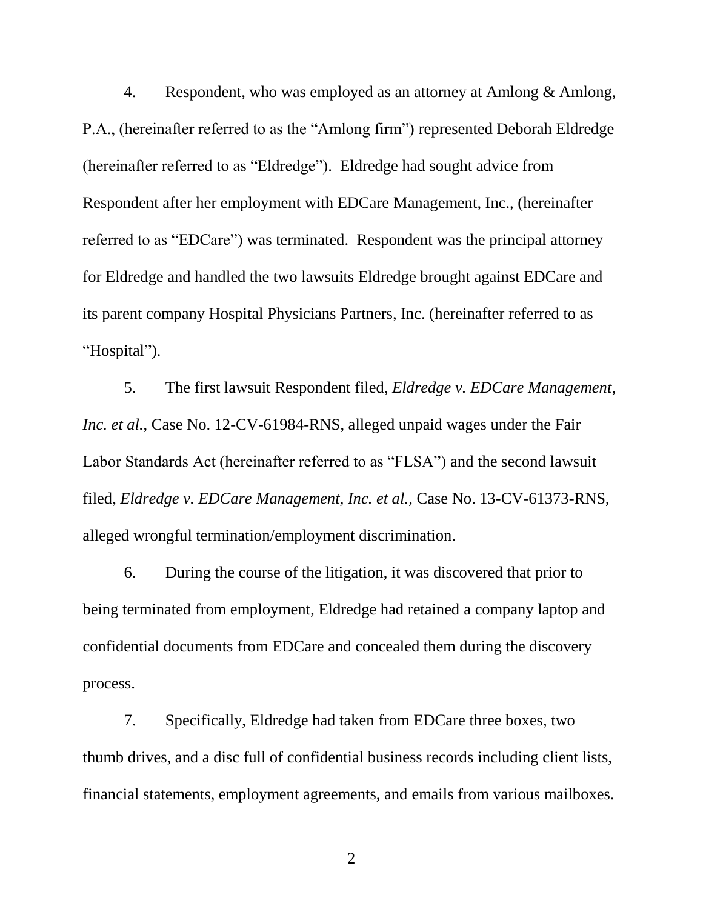4. Respondent, who was employed as an attorney at Amlong & Amlong, P.A., (hereinafter referred to as the "Amlong firm") represented Deborah Eldredge (hereinafter referred to as "Eldredge"). Eldredge had sought advice from Respondent after her employment with EDCare Management, Inc., (hereinafter referred to as "EDCare") was terminated. Respondent was the principal attorney for Eldredge and handled the two lawsuits Eldredge brought against EDCare and its parent company Hospital Physicians Partners, Inc. (hereinafter referred to as "Hospital").

5. The first lawsuit Respondent filed, *Eldredge v. EDCare Management, Inc. et al.*, Case No. 12-CV-61984-RNS, alleged unpaid wages under the Fair Labor Standards Act (hereinafter referred to as "FLSA") and the second lawsuit filed, *Eldredge v. EDCare Management, Inc. et al.,* Case No. 13-CV-61373-RNS, alleged wrongful termination/employment discrimination.

6. During the course of the litigation, it was discovered that prior to being terminated from employment, Eldredge had retained a company laptop and confidential documents from EDCare and concealed them during the discovery process.

7. Specifically, Eldredge had taken from EDCare three boxes, two thumb drives, and a disc full of confidential business records including client lists, financial statements, employment agreements, and emails from various mailboxes.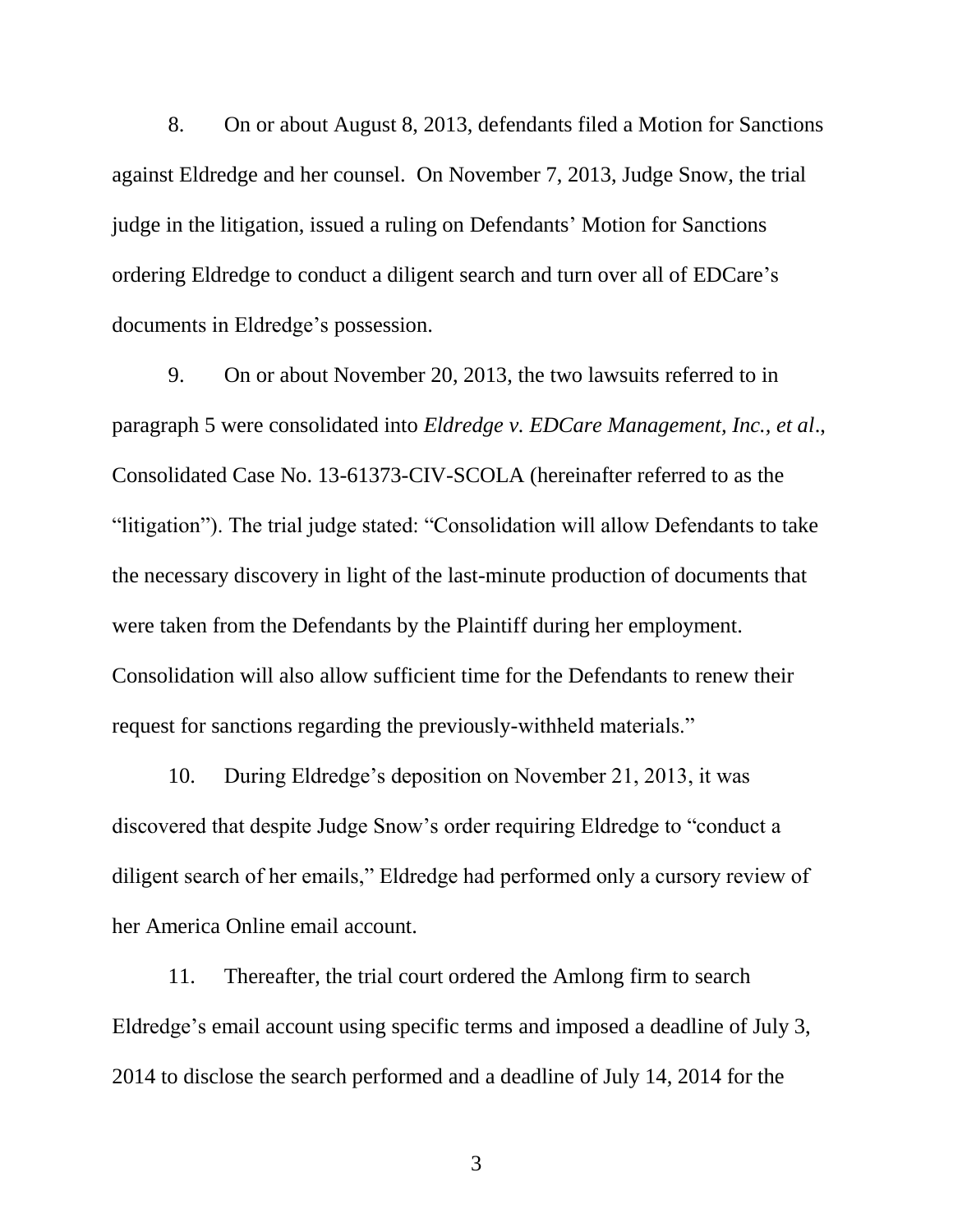8. On or about August 8, 2013, defendants filed a Motion for Sanctions against Eldredge and her counsel. On November 7, 2013, Judge Snow, the trial judge in the litigation, issued a ruling on Defendants' Motion for Sanctions ordering Eldredge to conduct a diligent search and turn over all of EDCare's documents in Eldredge's possession.

9. On or about November 20, 2013, the two lawsuits referred to in paragraph 5 were consolidated into *Eldredge v. EDCare Management, Inc., et al*., Consolidated Case No. 13-61373-CIV-SCOLA (hereinafter referred to as the "litigation"). The trial judge stated: "Consolidation will allow Defendants to take the necessary discovery in light of the last-minute production of documents that were taken from the Defendants by the Plaintiff during her employment. Consolidation will also allow sufficient time for the Defendants to renew their request for sanctions regarding the previously-withheld materials."

10. During Eldredge's deposition on November 21, 2013, it was discovered that despite Judge Snow's order requiring Eldredge to "conduct a diligent search of her emails," Eldredge had performed only a cursory review of her America Online email account.

11. Thereafter, the trial court ordered the Amlong firm to search Eldredge's email account using specific terms and imposed a deadline of July 3, 2014 to disclose the search performed and a deadline of July 14, 2014 for the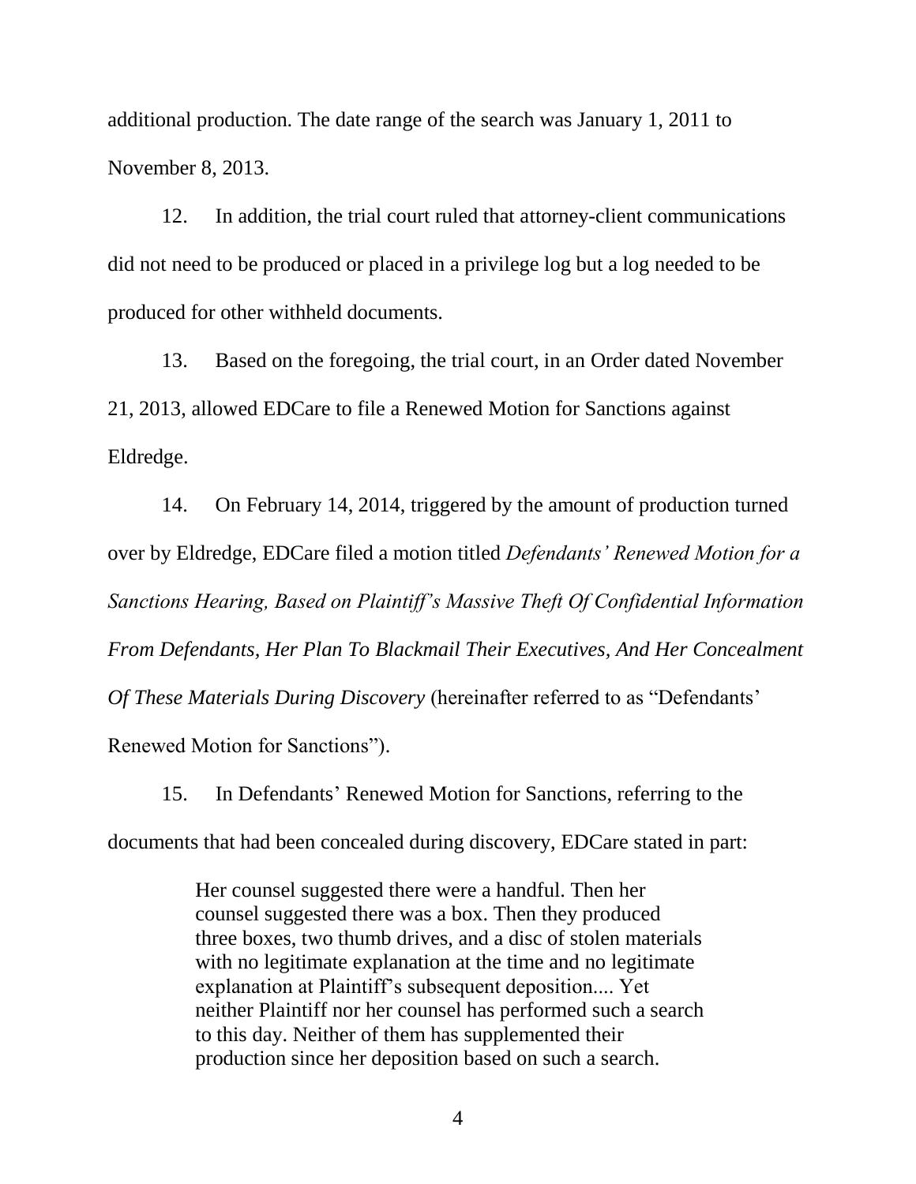additional production. The date range of the search was January 1, 2011 to November 8, 2013.

12. In addition, the trial court ruled that attorney-client communications did not need to be produced or placed in a privilege log but a log needed to be produced for other withheld documents.

13. Based on the foregoing, the trial court, in an Order dated November 21, 2013, allowed EDCare to file a Renewed Motion for Sanctions against Eldredge.

14. On February 14, 2014, triggered by the amount of production turned over by Eldredge, EDCare filed a motion titled *Defendants' Renewed Motion for a Sanctions Hearing, Based on Plaintiff's Massive Theft Of Confidential Information From Defendants, Her Plan To Blackmail Their Executives, And Her Concealment Of These Materials During Discovery* (hereinafter referred to as "Defendants' Renewed Motion for Sanctions").

15. In Defendants' Renewed Motion for Sanctions, referring to the documents that had been concealed during discovery, EDCare stated in part:

> Her counsel suggested there were a handful. Then her counsel suggested there was a box. Then they produced three boxes, two thumb drives, and a disc of stolen materials with no legitimate explanation at the time and no legitimate explanation at Plaintiff's subsequent deposition.... Yet neither Plaintiff nor her counsel has performed such a search to this day. Neither of them has supplemented their production since her deposition based on such a search.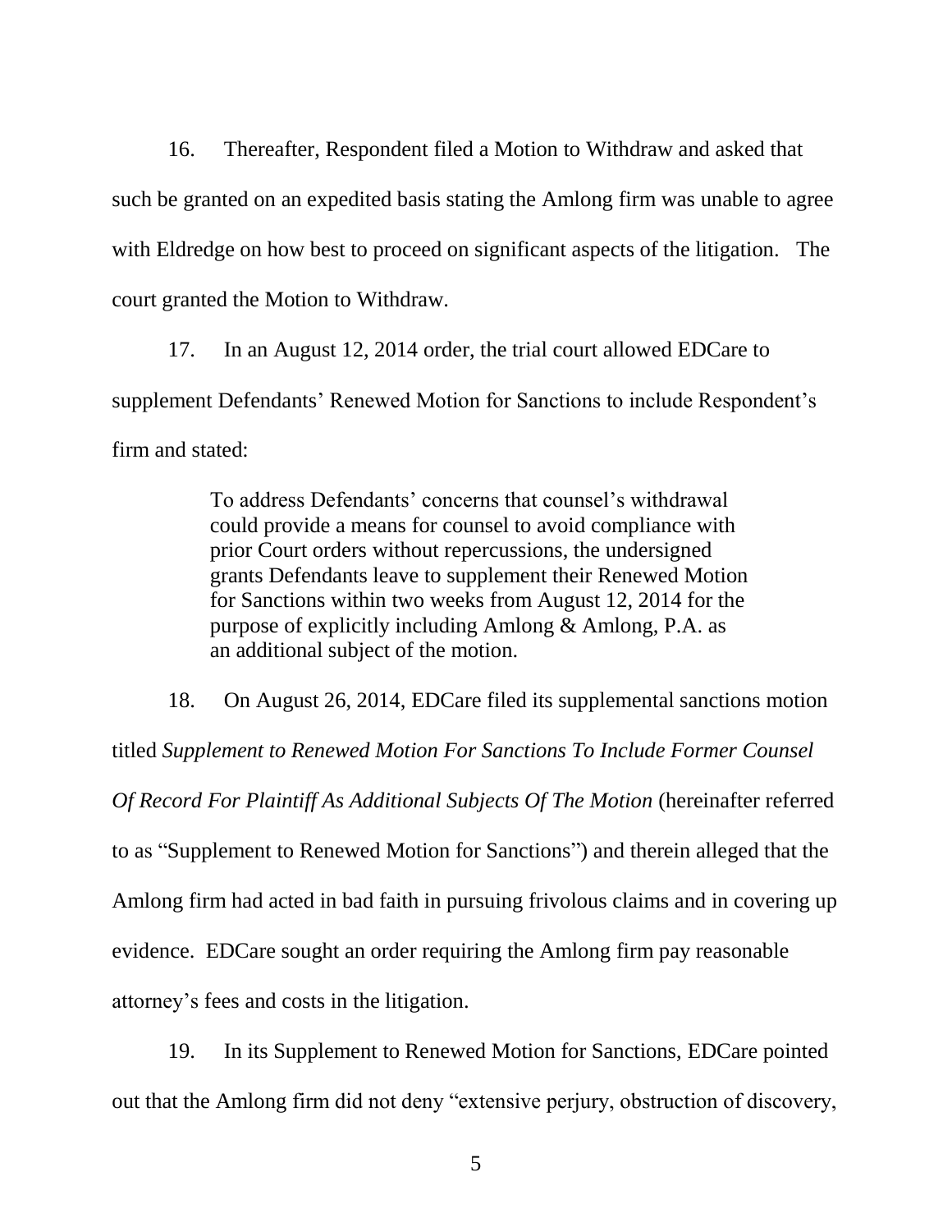16. Thereafter, Respondent filed a Motion to Withdraw and asked that such be granted on an expedited basis stating the Amlong firm was unable to agree with Eldredge on how best to proceed on significant aspects of the litigation. The court granted the Motion to Withdraw.

17. In an August 12, 2014 order, the trial court allowed EDCare to supplement Defendants' Renewed Motion for Sanctions to include Respondent's firm and stated:

> To address Defendants' concerns that counsel's withdrawal could provide a means for counsel to avoid compliance with prior Court orders without repercussions, the undersigned grants Defendants leave to supplement their Renewed Motion for Sanctions within two weeks from August 12, 2014 for the purpose of explicitly including Amlong & Amlong, P.A. as an additional subject of the motion.

18. On August 26, 2014, EDCare filed its supplemental sanctions motion titled *Supplement to Renewed Motion For Sanctions To Include Former Counsel Of Record For Plaintiff As Additional Subjects Of The Motion* (hereinafter referred to as "Supplement to Renewed Motion for Sanctions") and therein alleged that the Amlong firm had acted in bad faith in pursuing frivolous claims and in covering up evidence. EDCare sought an order requiring the Amlong firm pay reasonable attorney's fees and costs in the litigation.

19. In its Supplement to Renewed Motion for Sanctions, EDCare pointed out that the Amlong firm did not deny "extensive perjury, obstruction of discovery,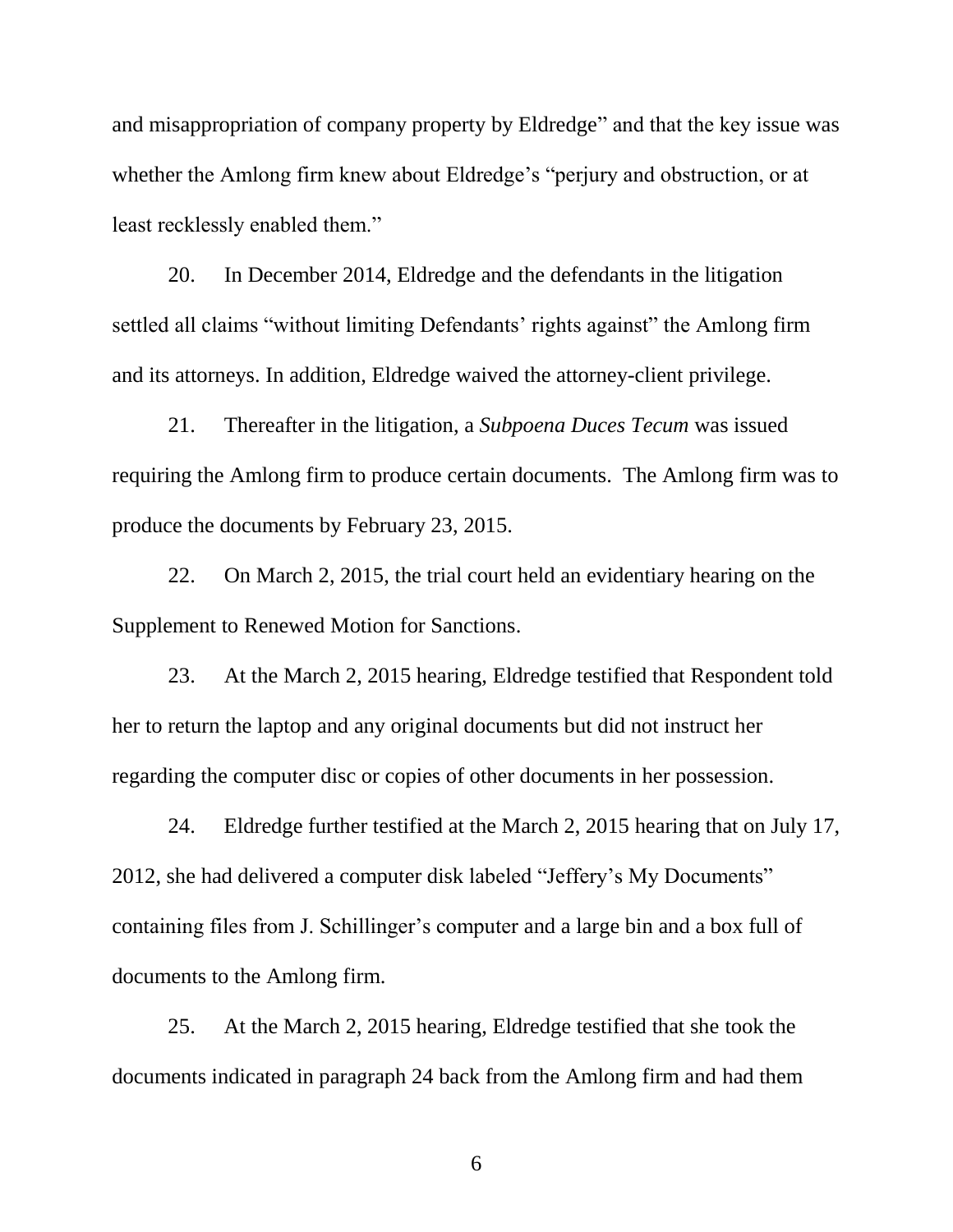and misappropriation of company property by Eldredge" and that the key issue was whether the Amlong firm knew about Eldredge's "perjury and obstruction, or at least recklessly enabled them."

20. In December 2014, Eldredge and the defendants in the litigation settled all claims "without limiting Defendants' rights against" the Amlong firm and its attorneys. In addition, Eldredge waived the attorney-client privilege.

21. Thereafter in the litigation, a *Subpoena Duces Tecum* was issued requiring the Amlong firm to produce certain documents. The Amlong firm was to produce the documents by February 23, 2015.

22. On March 2, 2015, the trial court held an evidentiary hearing on the Supplement to Renewed Motion for Sanctions.

23. At the March 2, 2015 hearing, Eldredge testified that Respondent told her to return the laptop and any original documents but did not instruct her regarding the computer disc or copies of other documents in her possession.

24. Eldredge further testified at the March 2, 2015 hearing that on July 17, 2012, she had delivered a computer disk labeled "Jeffery's My Documents" containing files from J. Schillinger's computer and a large bin and a box full of documents to the Amlong firm.

25. At the March 2, 2015 hearing, Eldredge testified that she took the documents indicated in paragraph 24 back from the Amlong firm and had them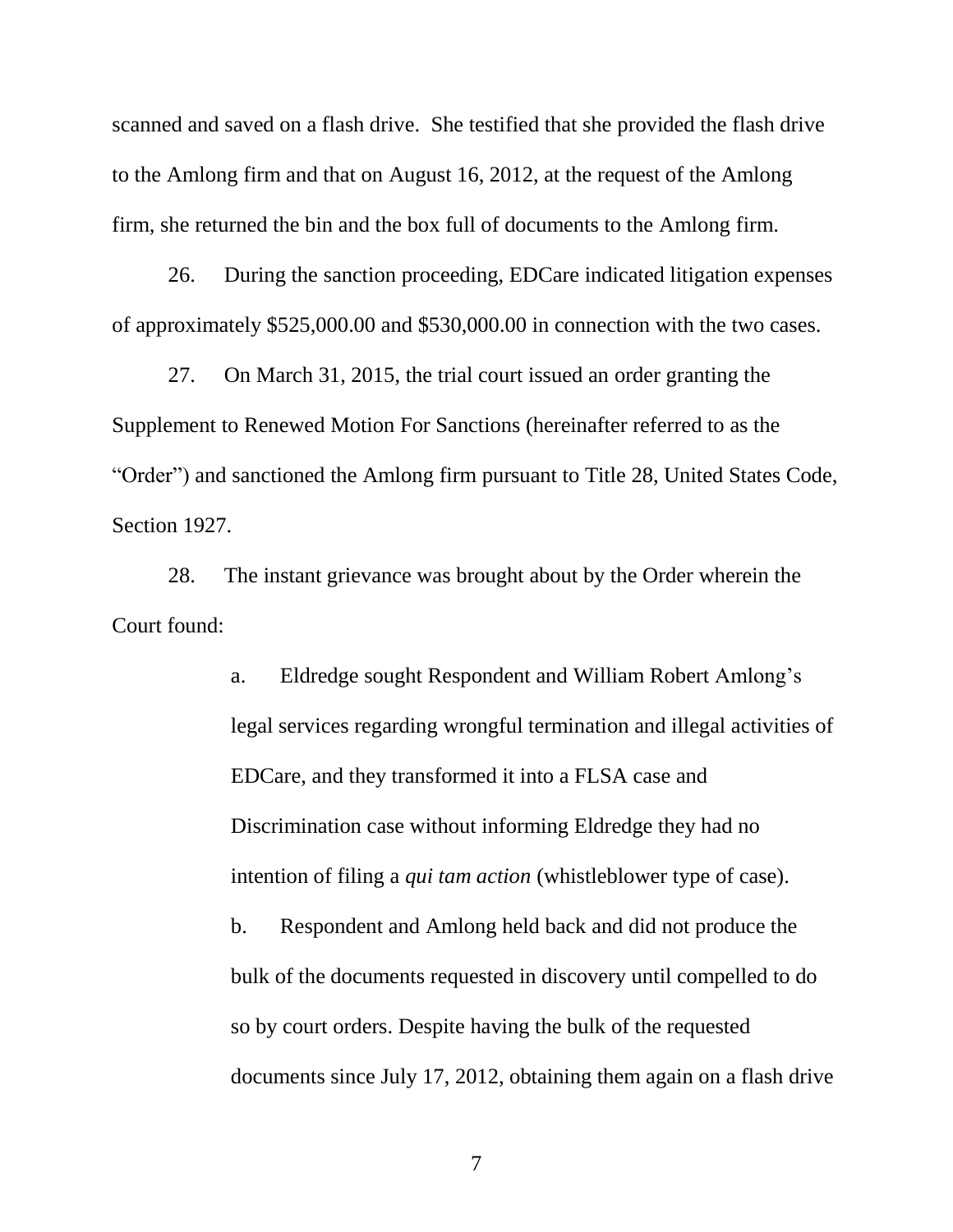scanned and saved on a flash drive. She testified that she provided the flash drive to the Amlong firm and that on August 16, 2012, at the request of the Amlong firm, she returned the bin and the box full of documents to the Amlong firm.

26. During the sanction proceeding, EDCare indicated litigation expenses of approximately $525,000.00 and $530,000.00 in connection with the two cases.

27. On March 31, 2015, the trial court issued an order granting the Supplement to Renewed Motion For Sanctions (hereinafter referred to as the "Order") and sanctioned the Amlong firm pursuant to Title 28, United States Code, Section 1927.

28. The instant grievance was brought about by the Order wherein the Court found:

> a. Eldredge sought Respondent and William Robert Amlong's legal services regarding wrongful termination and illegal activities of EDCare, and they transformed it into a FLSA case and Discrimination case without informing Eldredge they had no intention of filing a *qui tam action* (whistleblower type of case).
>
> b. Respondent and Amlong held back and did not produce the bulk of the documents requested in discovery until compelled to do so by court orders. Despite having the bulk of the requested documents since July 17, 2012, obtaining them again on a flash drive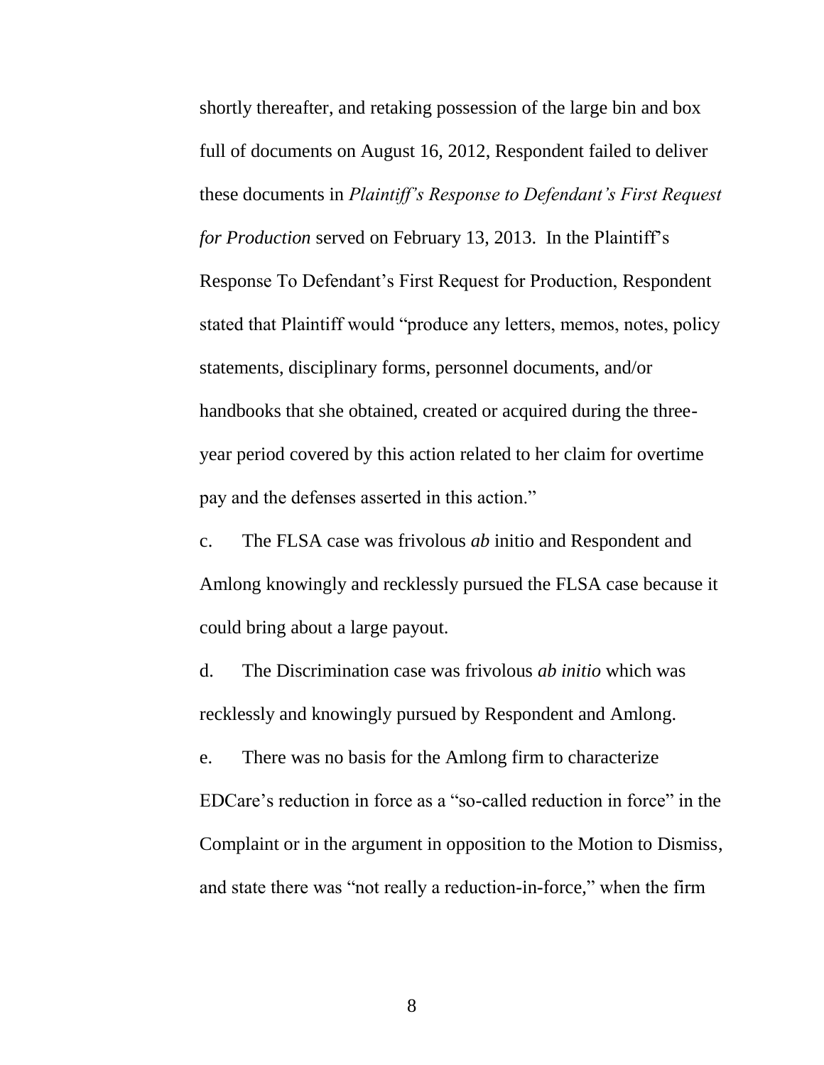shortly thereafter, and retaking possession of the large bin and box full of documents on August 16, 2012, Respondent failed to deliver these documents in *Plaintiff's Response to Defendant's First Request for Production* served on February 13, 2013. In the Plaintiff's Response To Defendant's First Request for Production, Respondent stated that Plaintiff would "produce any letters, memos, notes, policy statements, disciplinary forms, personnel documents, and/or handbooks that she obtained, created or acquired during the three-year period covered by this action related to her claim for overtime pay and the defenses asserted in this action."

c. The FLSA case was frivolous *ab* initio and Respondent and Amlong knowingly and recklessly pursued the FLSA case because it could bring about a large payout.

d. The Discrimination case was frivolous *ab initio* which was recklessly and knowingly pursued by Respondent and Amlong.

e. There was no basis for the Amlong firm to characterize EDCare's reduction in force as a "so-called reduction in force" in the Complaint or in the argument in opposition to the Motion to Dismiss, and state there was "not really a reduction-in-force," when the firm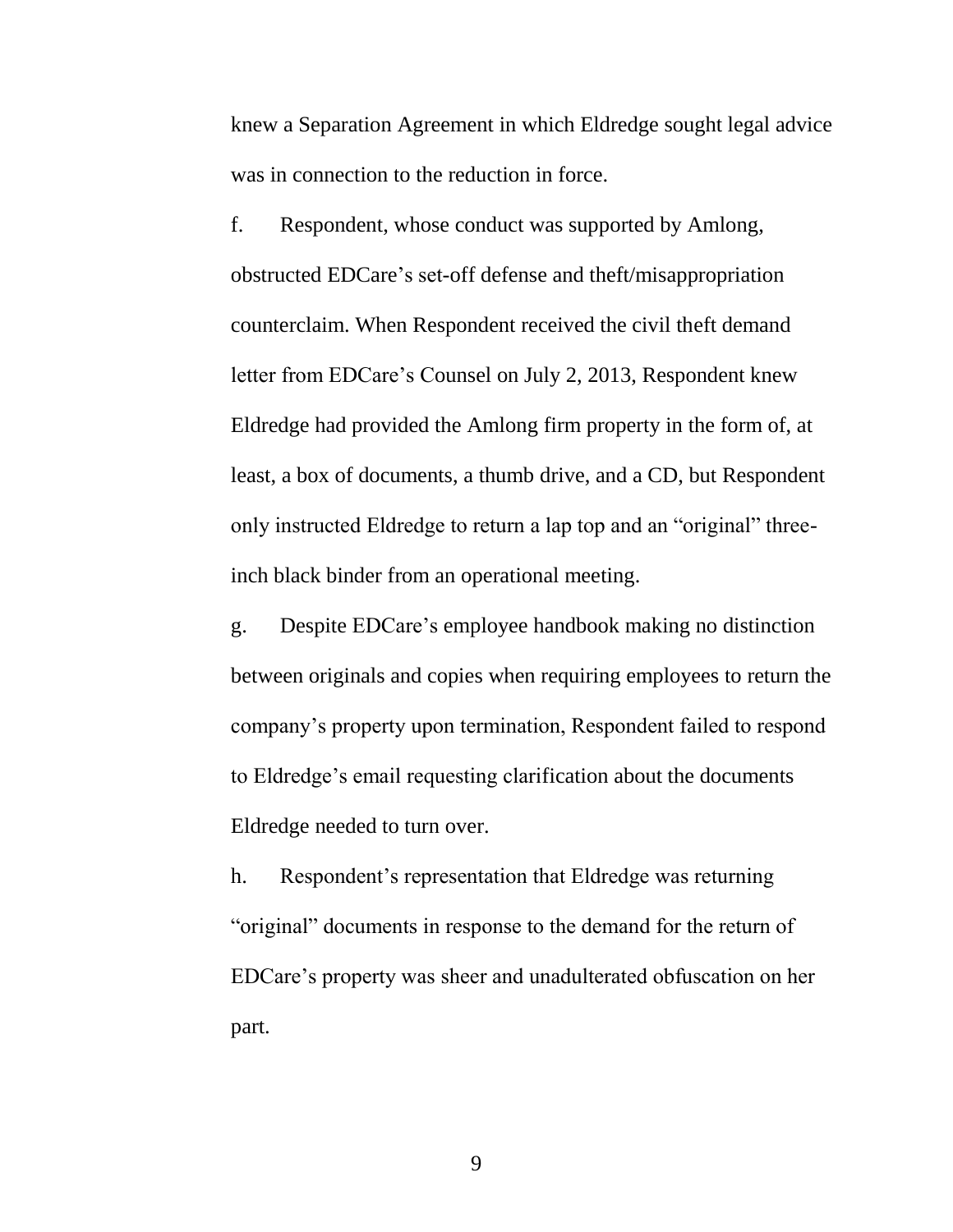knew a Separation Agreement in which Eldredge sought legal advice was in connection to the reduction in force.

f. Respondent, whose conduct was supported by Amlong, obstructed EDCare's set-off defense and theft/misappropriation counterclaim. When Respondent received the civil theft demand letter from EDCare's Counsel on July 2, 2013, Respondent knew Eldredge had provided the Amlong firm property in the form of, at least, a box of documents, a thumb drive, and a CD, but Respondent only instructed Eldredge to return a lap top and an "original" three-inch black binder from an operational meeting.

g. Despite EDCare's employee handbook making no distinction between originals and copies when requiring employees to return the company's property upon termination, Respondent failed to respond to Eldredge's email requesting clarification about the documents Eldredge needed to turn over.

h. Respondent's representation that Eldredge was returning "original" documents in response to the demand for the return of EDCare's property was sheer and unadulterated obfuscation on her part.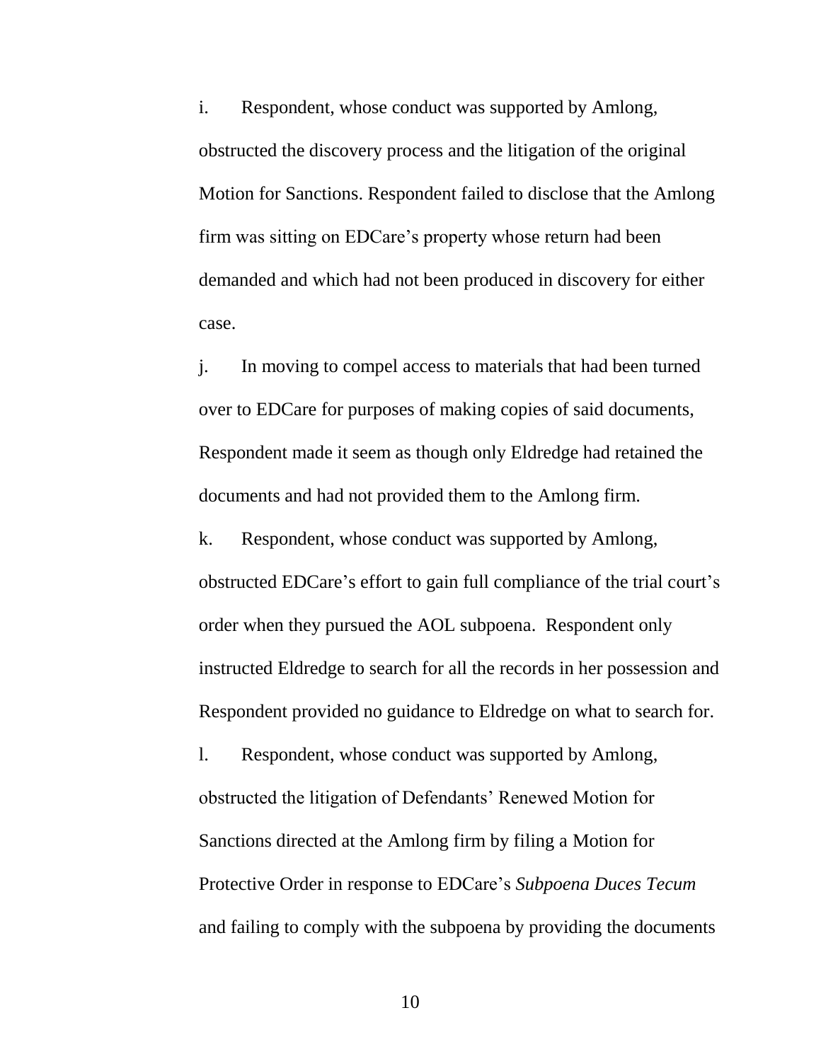i. Respondent, whose conduct was supported by Amlong, obstructed the discovery process and the litigation of the original Motion for Sanctions. Respondent failed to disclose that the Amlong firm was sitting on EDCare's property whose return had been demanded and which had not been produced in discovery for either case.

j. In moving to compel access to materials that had been turned over to EDCare for purposes of making copies of said documents, Respondent made it seem as though only Eldredge had retained the documents and had not provided them to the Amlong firm.

k. Respondent, whose conduct was supported by Amlong, obstructed EDCare's effort to gain full compliance of the trial court's order when they pursued the AOL subpoena. Respondent only instructed Eldredge to search for all the records in her possession and Respondent provided no guidance to Eldredge on what to search for.

l. Respondent, whose conduct was supported by Amlong, obstructed the litigation of Defendants' Renewed Motion for Sanctions directed at the Amlong firm by filing a Motion for Protective Order in response to EDCare's *Subpoena Duces Tecum* and failing to comply with the subpoena by providing the documents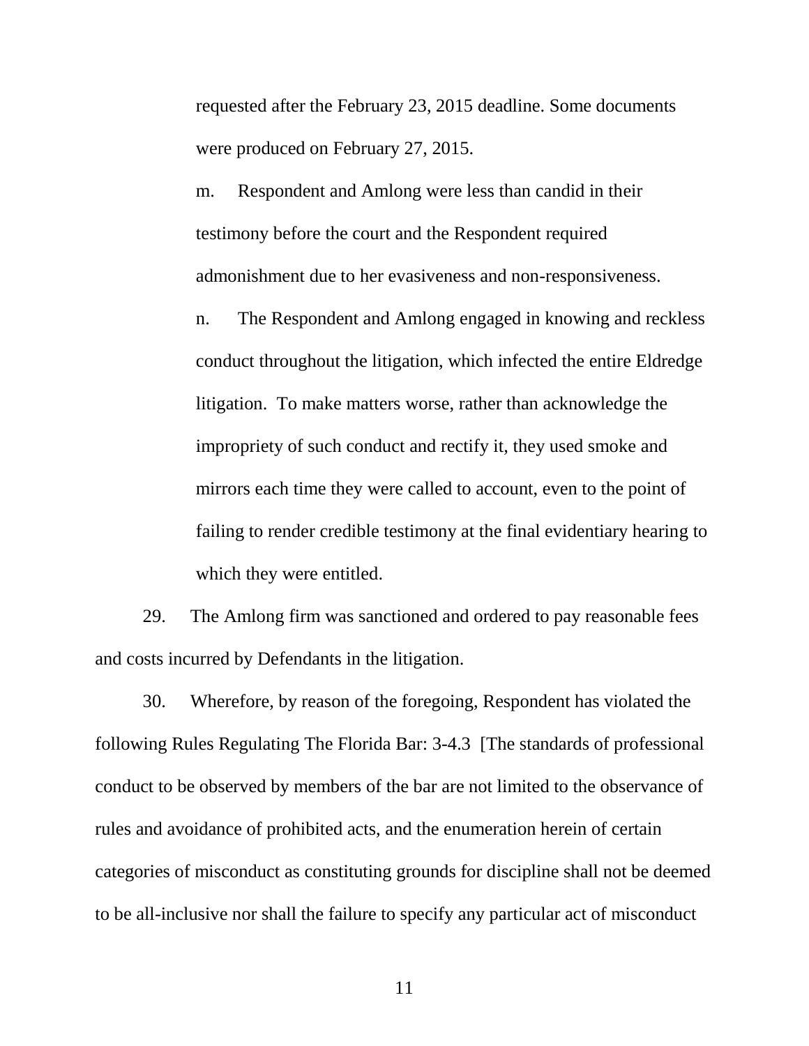requested after the February 23, 2015 deadline. Some documents were produced on February 27, 2015.

m. Respondent and Amlong were less than candid in their testimony before the court and the Respondent required admonishment due to her evasiveness and non-responsiveness.

n. The Respondent and Amlong engaged in knowing and reckless conduct throughout the litigation, which infected the entire Eldredge litigation. To make matters worse, rather than acknowledge the impropriety of such conduct and rectify it, they used smoke and mirrors each time they were called to account, even to the point of failing to render credible testimony at the final evidentiary hearing to which they were entitled.

29. The Amlong firm was sanctioned and ordered to pay reasonable fees and costs incurred by Defendants in the litigation.

30. Wherefore, by reason of the foregoing, Respondent has violated the following Rules Regulating The Florida Bar: 3-4.3 [The standards of professional conduct to be observed by members of the bar are not limited to the observance of rules and avoidance of prohibited acts, and the enumeration herein of certain categories of misconduct as constituting grounds for discipline shall not be deemed to be all-inclusive nor shall the failure to specify any particular act of misconduct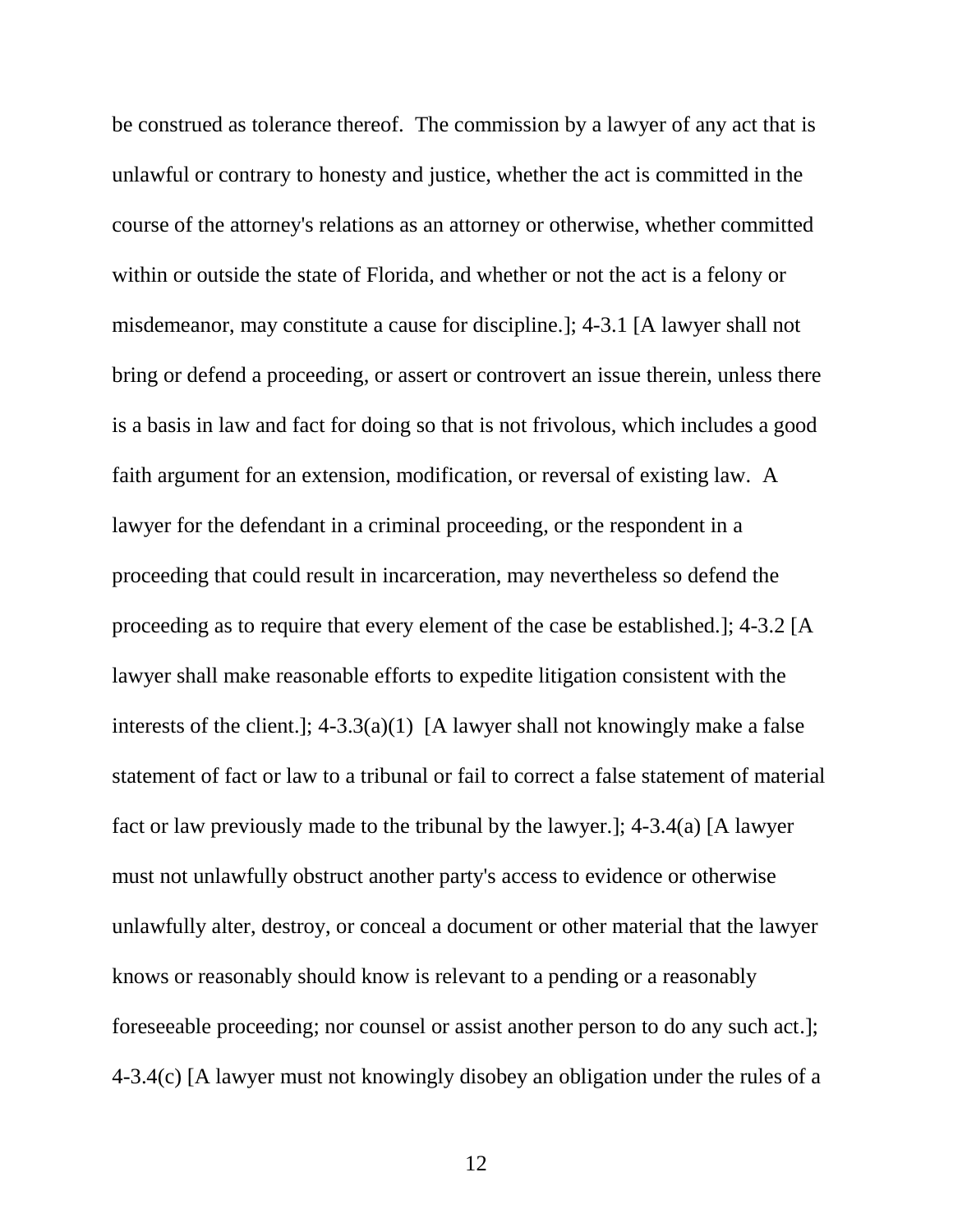be construed as tolerance thereof. The commission by a lawyer of any act that is unlawful or contrary to honesty and justice, whether the act is committed in the course of the attorney's relations as an attorney or otherwise, whether committed within or outside the state of Florida, and whether or not the act is a felony or misdemeanor, may constitute a cause for discipline.]; 4-3.1 [A lawyer shall not bring or defend a proceeding, or assert or controvert an issue therein, unless there is a basis in law and fact for doing so that is not frivolous, which includes a good faith argument for an extension, modification, or reversal of existing law. A lawyer for the defendant in a criminal proceeding, or the respondent in a proceeding that could result in incarceration, may nevertheless so defend the proceeding as to require that every element of the case be established.]; 4-3.2 [A lawyer shall make reasonable efforts to expedite litigation consistent with the interests of the client.]; 4-3.3(a)(1) [A lawyer shall not knowingly make a false statement of fact or law to a tribunal or fail to correct a false statement of material fact or law previously made to the tribunal by the lawyer.]; 4-3.4(a) [A lawyer must not unlawfully obstruct another party's access to evidence or otherwise unlawfully alter, destroy, or conceal a document or other material that the lawyer knows or reasonably should know is relevant to a pending or a reasonably foreseeable proceeding; nor counsel or assist another person to do any such act.]; 4-3.4(c) [A lawyer must not knowingly disobey an obligation under the rules of a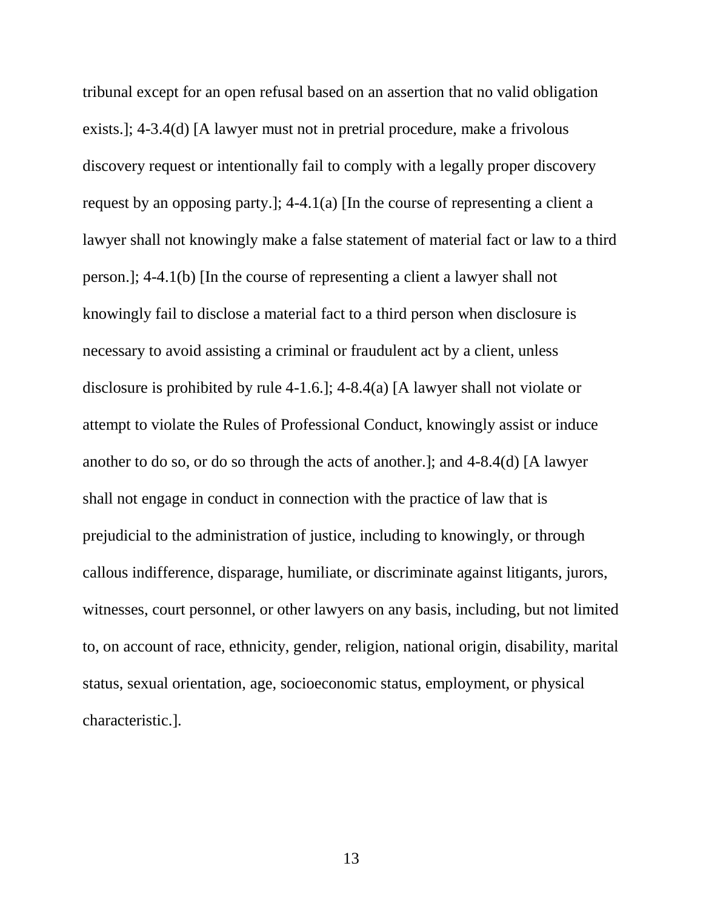tribunal except for an open refusal based on an assertion that no valid obligation exists.]; 4-3.4(d) [A lawyer must not in pretrial procedure, make a frivolous discovery request or intentionally fail to comply with a legally proper discovery request by an opposing party.]; 4-4.1(a) [In the course of representing a client a lawyer shall not knowingly make a false statement of material fact or law to a third person.]; 4-4.1(b) [In the course of representing a client a lawyer shall not knowingly fail to disclose a material fact to a third person when disclosure is necessary to avoid assisting a criminal or fraudulent act by a client, unless disclosure is prohibited by rule 4-1.6.]; 4-8.4(a) [A lawyer shall not violate or attempt to violate the Rules of Professional Conduct, knowingly assist or induce another to do so, or do so through the acts of another.]; and 4-8.4(d) [A lawyer shall not engage in conduct in connection with the practice of law that is prejudicial to the administration of justice, including to knowingly, or through callous indifference, disparage, humiliate, or discriminate against litigants, jurors, witnesses, court personnel, or other lawyers on any basis, including, but not limited to, on account of race, ethnicity, gender, religion, national origin, disability, marital status, sexual orientation, age, socioeconomic status, employment, or physical characteristic.].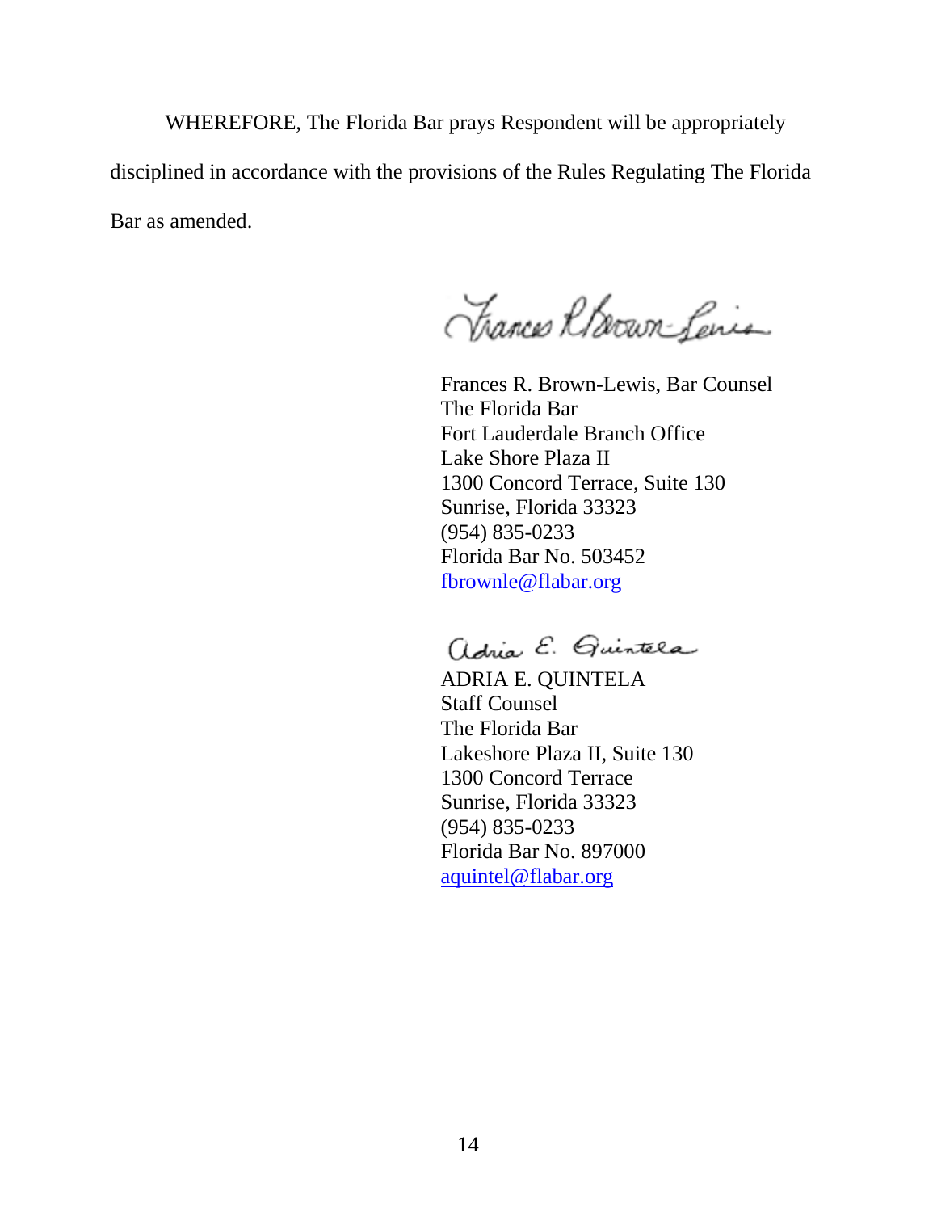WHEREFORE, The Florida Bar prays Respondent will be appropriately disciplined in accordance with the provisions of the Rules Regulating The Florida Bar as amended.

Frances R. Brown-Lewis, Bar Counsel
The Florida Bar
Fort Lauderdale Branch Office
Lake Shore Plaza II
1300 Concord Terrace, Suite 130
Sunrise, Florida 33323
(954) 835-0233
Florida Bar No. 503452
fbrownle@flabar.org

ADRIA E. QUINTELA
Staff Counsel
The Florida Bar
Lakeshore Plaza II, Suite 130
1300 Concord Terrace
Sunrise, Florida 33323
(954) 835-0233
Florida Bar No. 897000
aquintel@flabar.org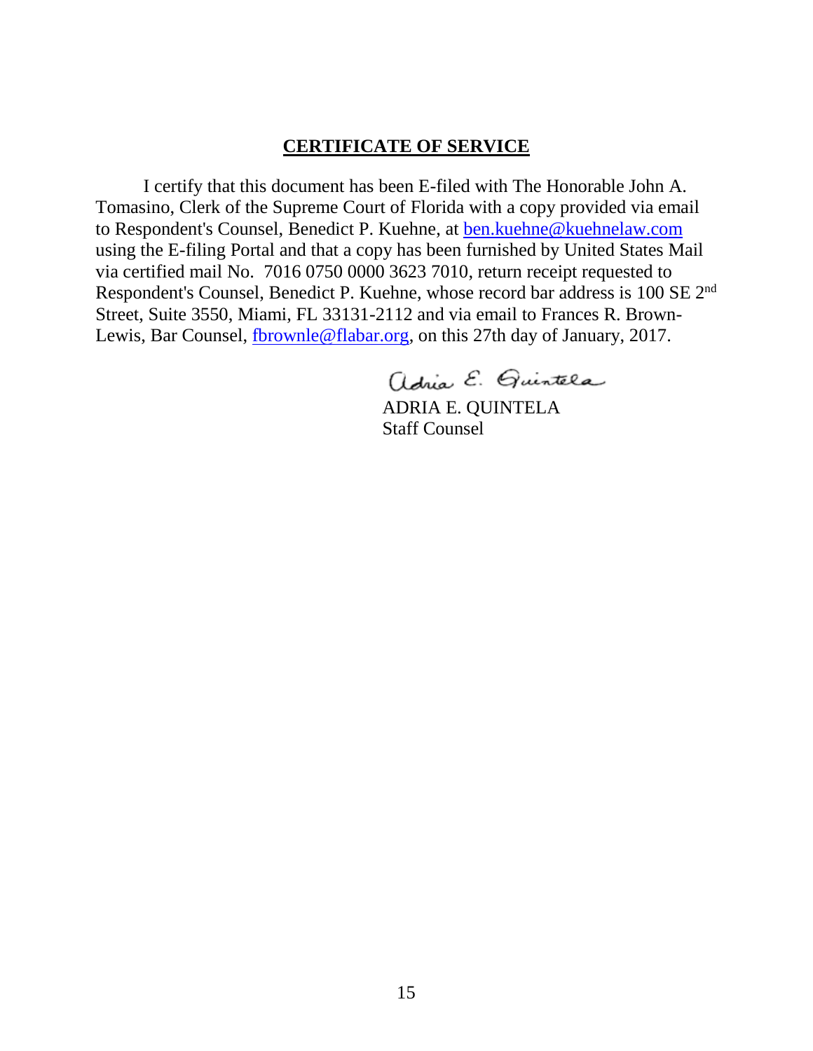## CERTIFICATE OF SERVICE

I certify that this document has been E-filed with The Honorable John A. Tomasino, Clerk of the Supreme Court of Florida with a copy provided via email to Respondent's Counsel, Benedict P. Kuehne, at ben.kuehne@kuehnelaw.com using the E-filing Portal and that a copy has been furnished by United States Mail via certified mail No. 7016 0750 0000 3623 7010, return receipt requested to Respondent's Counsel, Benedict P. Kuehne, whose record bar address is 100 SE 2nd Street, Suite 3550, Miami, FL 33131-2112 and via email to Frances R. Brown-Lewis, Bar Counsel, fbrownle@flabar.org, on this 27th day of January, 2017.

Adria E. Quintela

ADRIA E. QUINTELA
Staff Counsel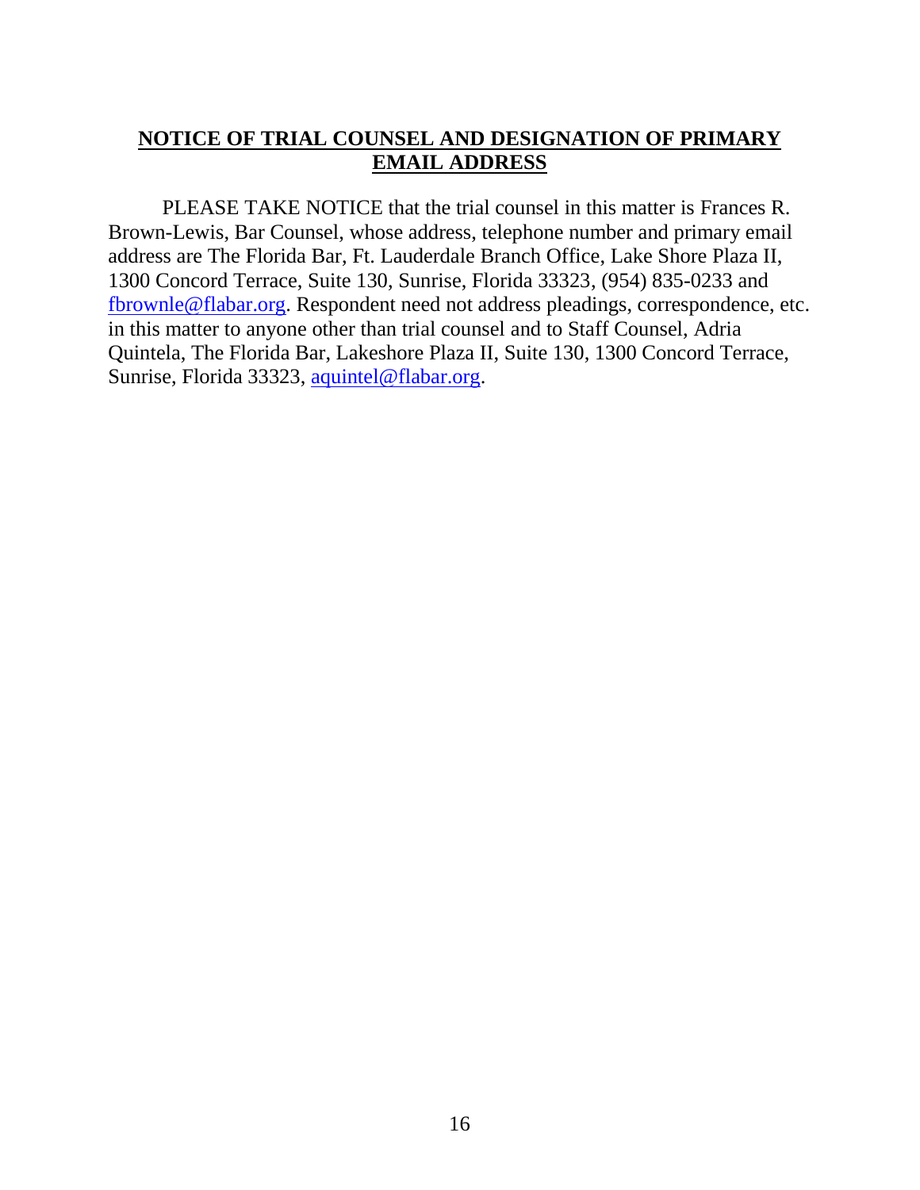## **NOTICE OF TRIAL COUNSEL AND DESIGNATION OF PRIMARY EMAIL ADDRESS**

PLEASE TAKE NOTICE that the trial counsel in this matter is Frances R. Brown-Lewis, Bar Counsel, whose address, telephone number and primary email address are The Florida Bar, Ft. Lauderdale Branch Office, Lake Shore Plaza II, 1300 Concord Terrace, Suite 130, Sunrise, Florida 33323, (954) 835-0233 and fbrownle@flabar.org. Respondent need not address pleadings, correspondence, etc. in this matter to anyone other than trial counsel and to Staff Counsel, Adria Quintela, The Florida Bar, Lakeshore Plaza II, Suite 130, 1300 Concord Terrace, Sunrise, Florida 33323, aquintel@flabar.org.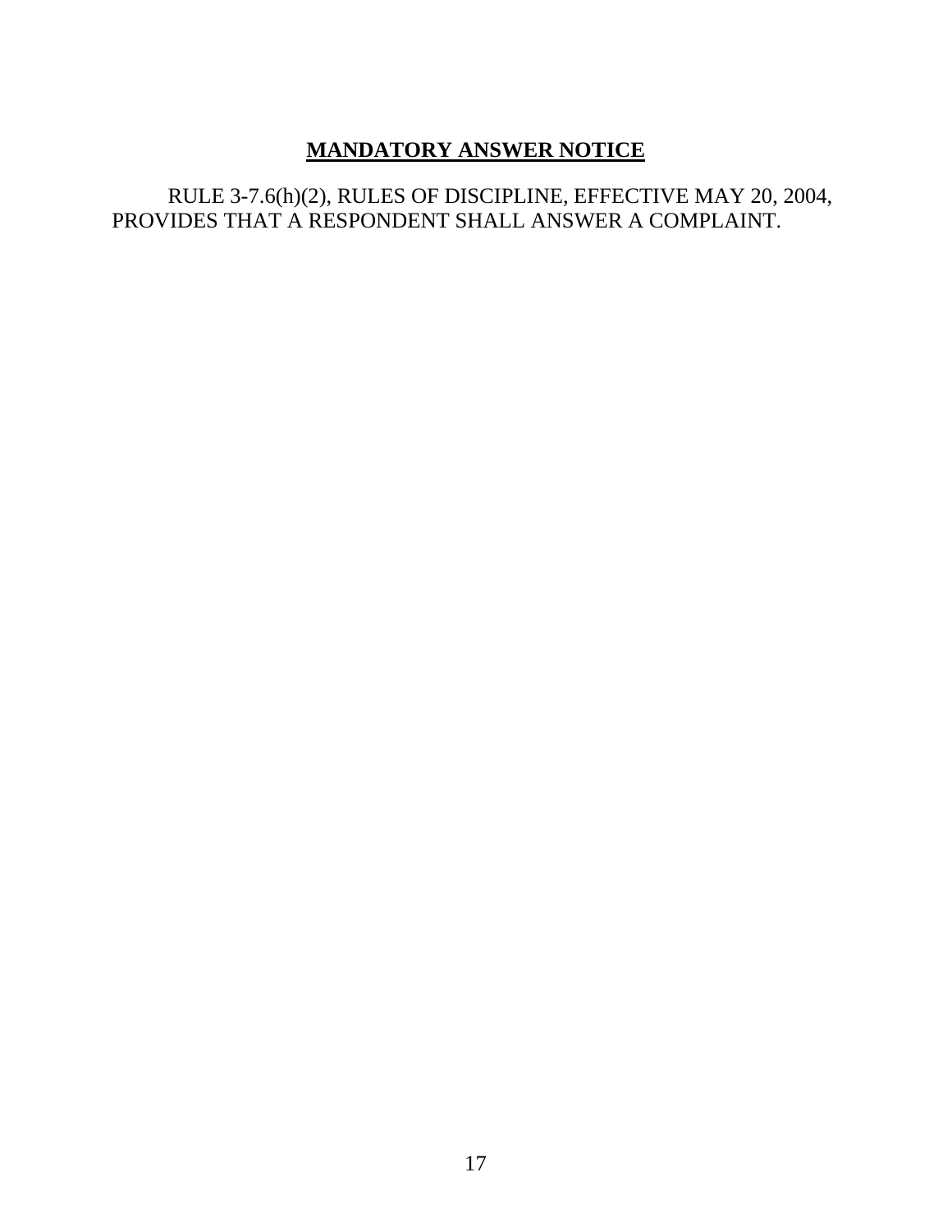## **MANDATORY ANSWER NOTICE**

RULE 3-7.6(h)(2), RULES OF DISCIPLINE, EFFECTIVE MAY 20, 2004, PROVIDES THAT A RESPONDENT SHALL ANSWER A COMPLAINT.